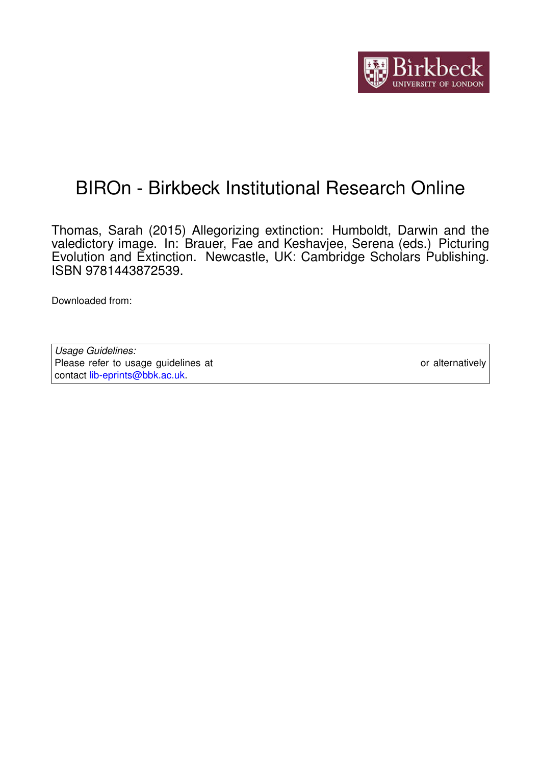# BIROn - Birkbeck Institutional Research Online

Thomas, Sarah (2015) Allegorizing extinction: Humboldt, Darwin and the valedictory image. In: Brauer, Fae and Keshavjee, Serena (eds.) Picturing Evolution and Extinction. Newcastle, UK: Cambridge Scholars Publishing. ISBN 9781443872539.

Downloaded from:

*Usage Guidelines:*
Please refer to usage guidelines at or alternatively contact lib-eprints@bbk.ac.uk.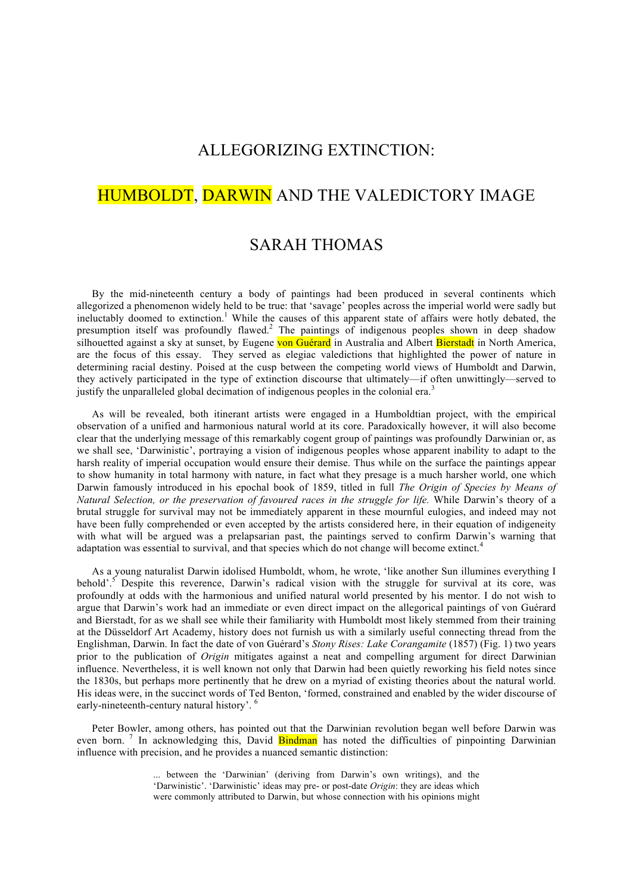# ALLEGORIZING EXTINCTION:

# HUMBOLDT, DARWIN AND THE VALEDICTORY IMAGE

## SARAH THOMAS

By the mid-nineteenth century a body of paintings had been produced in several continents which allegorized a phenomenon widely held to be true: that 'savage' peoples across the imperial world were sadly but ineluctably doomed to extinction.[1] While the causes of this apparent state of affairs were hotly debated, the presumption itself was profoundly flawed.[2] The paintings of indigenous peoples shown in deep shadow silhouetted against a sky at sunset, by Eugene von Guérard in Australia and Albert Bierstadt in North America, are the focus of this essay. They served as elegiac valedictions that highlighted the power of nature in determining racial destiny. Poised at the cusp between the competing world views of Humboldt and Darwin, they actively participated in the type of extinction discourse that ultimately—if often unwittingly—served to justify the unparalleled global decimation of indigenous peoples in the colonial era.[3]

As will be revealed, both itinerant artists were engaged in a Humboldtian project, with the empirical observation of a unified and harmonious natural world at its core. Paradoxically however, it will also become clear that the underlying message of this remarkably cogent group of paintings was profoundly Darwinian or, as we shall see, 'Darwinistic', portraying a vision of indigenous peoples whose apparent inability to adapt to the harsh reality of imperial occupation would ensure their demise. Thus while on the surface the paintings appear to show humanity in total harmony with nature, in fact what they presage is a much harsher world, one which Darwin famously introduced in his epochal book of 1859, titled in full *The Origin of Species by Means of Natural Selection, or the preservation of favoured races in the struggle for life.* While Darwin's theory of a brutal struggle for survival may not be immediately apparent in these mournful eulogies, and indeed may not have been fully comprehended or even accepted by the artists considered here, in their equation of indigeneity with what will be argued was a prelapsarian past, the paintings served to confirm Darwin's warning that adaptation was essential to survival, and that species which do not change will become extinct.[4]

As a young naturalist Darwin idolised Humboldt, whom, he wrote, 'like another Sun illumines everything I behold'.[5] Despite this reverence, Darwin's radical vision with the struggle for survival at its core, was profoundly at odds with the harmonious and unified natural world presented by his mentor. I do not wish to argue that Darwin's work had an immediate or even direct impact on the allegorical paintings of von Guérard and Bierstadt, for as we shall see while their familiarity with Humboldt most likely stemmed from their training at the Düsseldorf Art Academy, history does not furnish us with a similarly useful connecting thread from the Englishman, Darwin. In fact the date of von Guérard's *Stony Rises: Lake Corangamite* (1857) (Fig. 1) two years prior to the publication of *Origin* mitigates against a neat and compelling argument for direct Darwinian influence. Nevertheless, it is well known not only that Darwin had been quietly reworking his field notes since the 1830s, but perhaps more pertinently that he drew on a myriad of existing theories about the natural world. His ideas were, in the succinct words of Ted Benton, 'formed, constrained and enabled by the wider discourse of early-nineteenth-century natural history'.[6]

Peter Bowler, among others, has pointed out that the Darwinian revolution began well before Darwin was even born.[7] In acknowledging this, David Bindman has noted the difficulties of pinpointing Darwinian influence with precision, and he provides a nuanced semantic distinction:

> ... between the 'Darwinian' (deriving from Darwin's own writings), and the 'Darwinistic'. 'Darwinistic' ideas may pre- or post-date *Origin*: they are ideas which were commonly attributed to Darwin, but whose connection with his opinions might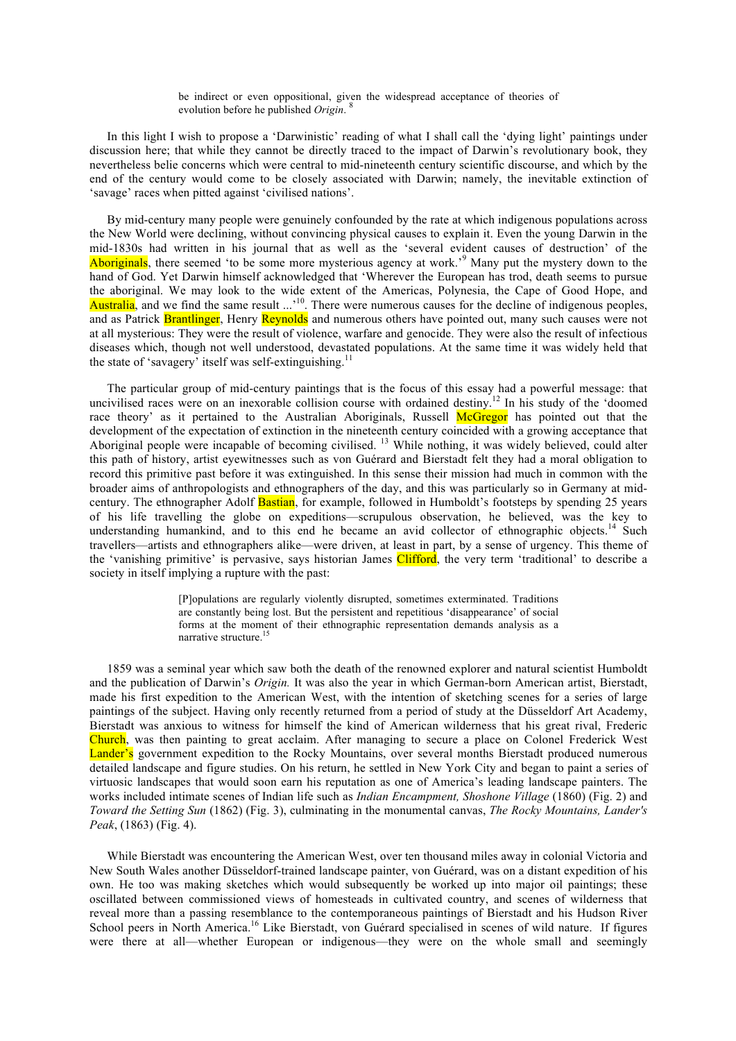> be indirect or even oppositional, given the widespread acceptance of theories of evolution before he published *Origin*.[8]

In this light I wish to propose a 'Darwinistic' reading of what I shall call the 'dying light' paintings under discussion here; that while they cannot be directly traced to the impact of Darwin's revolutionary book, they nevertheless belie concerns which were central to mid-nineteenth century scientific discourse, and which by the end of the century would come to be closely associated with Darwin; namely, the inevitable extinction of 'savage' races when pitted against 'civilised nations'.

By mid-century many people were genuinely confounded by the rate at which indigenous populations across the New World were declining, without convincing physical causes to explain it. Even the young Darwin in the mid-1830s had written in his journal that as well as the 'several evident causes of destruction' of the Aboriginals, there seemed 'to be some more mysterious agency at work.'[9] Many put the mystery down to the hand of God. Yet Darwin himself acknowledged that 'Wherever the European has trod, death seems to pursue the aboriginal. We may look to the wide extent of the Americas, Polynesia, the Cape of Good Hope, and Australia, and we find the same result ...'[10]. There were numerous causes for the decline of indigenous peoples, and as Patrick Brantlinger, Henry Reynolds and numerous others have pointed out, many such causes were not at all mysterious: They were the result of violence, warfare and genocide. They were also the result of infectious diseases which, though not well understood, devastated populations. At the same time it was widely held that the state of 'savagery' itself was self-extinguishing.[11]

The particular group of mid-century paintings that is the focus of this essay had a powerful message: that uncivilised races were on an inexorable collision course with ordained destiny.[12] In his study of the 'doomed race theory' as it pertained to the Australian Aboriginals, Russell McGregor has pointed out that the development of the expectation of extinction in the nineteenth century coincided with a growing acceptance that Aboriginal people were incapable of becoming civilised. [13] While nothing, it was widely believed, could alter this path of history, artist eyewitnesses such as von Guérard and Bierstadt felt they had a moral obligation to record this primitive past before it was extinguished. In this sense their mission had much in common with the broader aims of anthropologists and ethnographers of the day, and this was particularly so in Germany at mid-century. The ethnographer Adolf Bastian, for example, followed in Humboldt's footsteps by spending 25 years of his life travelling the globe on expeditions—scrupulous observation, he believed, was the key to understanding humankind, and to this end he became an avid collector of ethnographic objects.[14] Such travellers—artists and ethnographers alike—were driven, at least in part, by a sense of urgency. This theme of the 'vanishing primitive' is pervasive, says historian James Clifford, the very term 'traditional' to describe a society in itself implying a rupture with the past:

> [P]opulations are regularly violently disrupted, sometimes exterminated. Traditions are constantly being lost. But the persistent and repetitious 'disappearance' of social forms at the moment of their ethnographic representation demands analysis as a narrative structure.[15]

1859 was a seminal year which saw both the death of the renowned explorer and natural scientist Humboldt and the publication of Darwin's *Origin.* It was also the year in which German-born American artist, Bierstadt, made his first expedition to the American West, with the intention of sketching scenes for a series of large paintings of the subject. Having only recently returned from a period of study at the Düsseldorf Art Academy, Bierstadt was anxious to witness for himself the kind of American wilderness that his great rival, Frederic Church, was then painting to great acclaim. After managing to secure a place on Colonel Frederick West Lander's government expedition to the Rocky Mountains, over several months Bierstadt produced numerous detailed landscape and figure studies. On his return, he settled in New York City and began to paint a series of virtuosic landscapes that would soon earn his reputation as one of America's leading landscape painters. The works included intimate scenes of Indian life such as *Indian Encampment, Shoshone Village* (1860) (Fig. 2) and *Toward the Setting Sun* (1862) (Fig. 3), culminating in the monumental canvas, *The Rocky Mountains, Lander's Peak*, (1863) (Fig. 4).

While Bierstadt was encountering the American West, over ten thousand miles away in colonial Victoria and New South Wales another Düsseldorf-trained landscape painter, von Guérard, was on a distant expedition of his own. He too was making sketches which would subsequently be worked up into major oil paintings; these oscillated between commissioned views of homesteads in cultivated country, and scenes of wilderness that reveal more than a passing resemblance to the contemporaneous paintings of Bierstadt and his Hudson River School peers in North America.[16] Like Bierstadt, von Guérard specialised in scenes of wild nature. If figures were there at all—whether European or indigenous—they were on the whole small and seemingly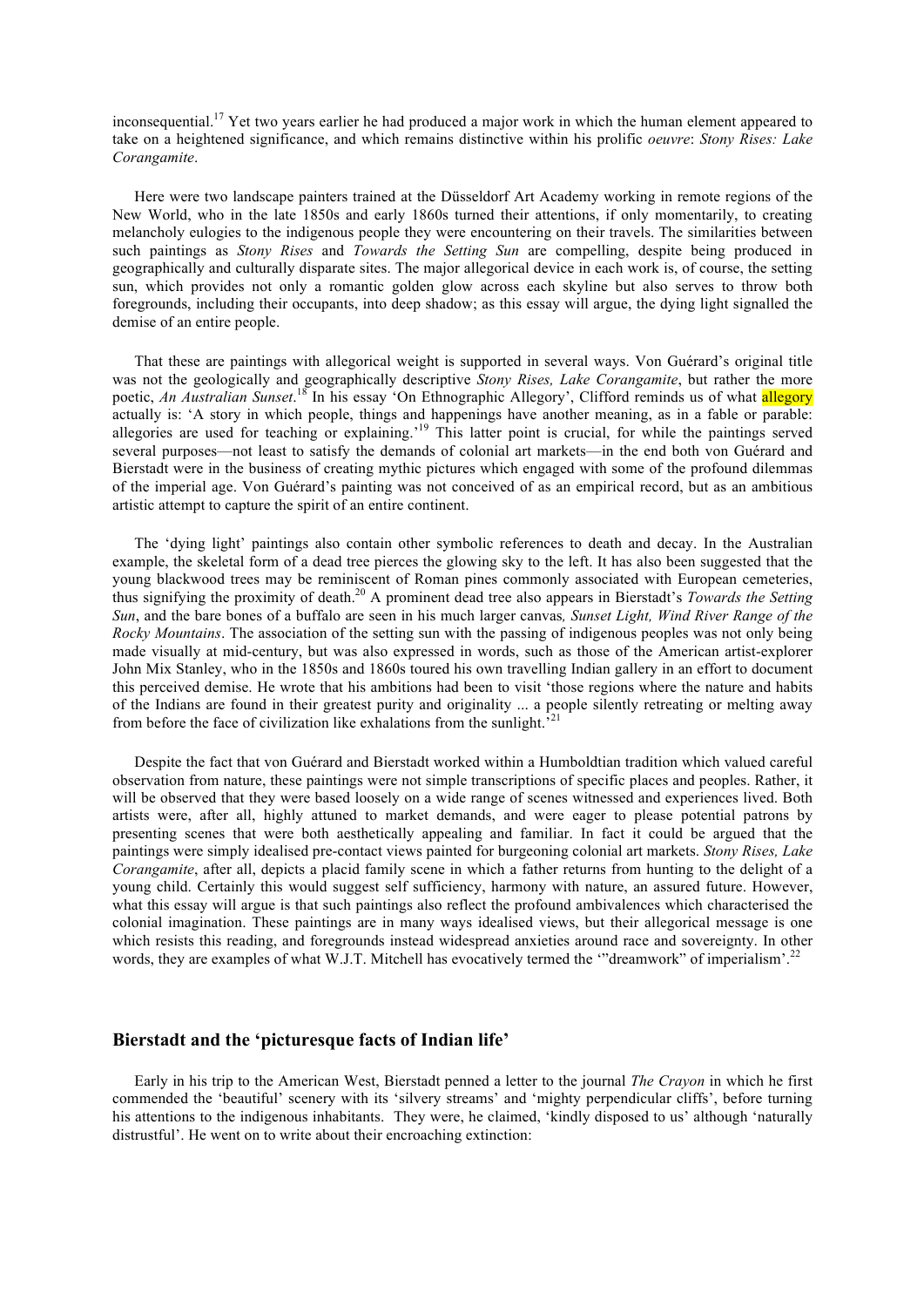inconsequential.[17] Yet two years earlier he had produced a major work in which the human element appeared to take on a heightened significance, and which remains distinctive within his prolific *oeuvre*: *Stony Rises: Lake Corangamite*.

Here were two landscape painters trained at the Düsseldorf Art Academy working in remote regions of the New World, who in the late 1850s and early 1860s turned their attentions, if only momentarily, to creating melancholy eulogies to the indigenous people they were encountering on their travels. The similarities between such paintings as *Stony Rises* and *Towards the Setting Sun* are compelling, despite being produced in geographically and culturally disparate sites. The major allegorical device in each work is, of course, the setting sun, which provides not only a romantic golden glow across each skyline but also serves to throw both foregrounds, including their occupants, into deep shadow; as this essay will argue, the dying light signalled the demise of an entire people.

That these are paintings with allegorical weight is supported in several ways. Von Guérard's original title was not the geologically and geographically descriptive *Stony Rises, Lake Corangamite*, but rather the more poetic, *An Australian Sunset*.[18] In his essay 'On Ethnographic Allegory', Clifford reminds us of what allegory actually is: 'A story in which people, things and happenings have another meaning, as in a fable or parable: allegories are used for teaching or explaining.'[19] This latter point is crucial, for while the paintings served several purposes—not least to satisfy the demands of colonial art markets—in the end both von Guérard and Bierstadt were in the business of creating mythic pictures which engaged with some of the profound dilemmas of the imperial age. Von Guérard's painting was not conceived of as an empirical record, but as an ambitious artistic attempt to capture the spirit of an entire continent.

The 'dying light' paintings also contain other symbolic references to death and decay. In the Australian example, the skeletal form of a dead tree pierces the glowing sky to the left. It has also been suggested that the young blackwood trees may be reminiscent of Roman pines commonly associated with European cemeteries, thus signifying the proximity of death.[20] A prominent dead tree also appears in Bierstadt's *Towards the Setting Sun*, and the bare bones of a buffalo are seen in his much larger canvas*, Sunset Light, Wind River Range of the Rocky Mountains*. The association of the setting sun with the passing of indigenous peoples was not only being made visually at mid-century, but was also expressed in words, such as those of the American artist-explorer John Mix Stanley, who in the 1850s and 1860s toured his own travelling Indian gallery in an effort to document this perceived demise. He wrote that his ambitions had been to visit 'those regions where the nature and habits of the Indians are found in their greatest purity and originality ... a people silently retreating or melting away from before the face of civilization like exhalations from the sunlight.'[21]

Despite the fact that von Guérard and Bierstadt worked within a Humboldtian tradition which valued careful observation from nature, these paintings were not simple transcriptions of specific places and peoples. Rather, it will be observed that they were based loosely on a wide range of scenes witnessed and experiences lived. Both artists were, after all, highly attuned to market demands, and were eager to please potential patrons by presenting scenes that were both aesthetically appealing and familiar. In fact it could be argued that the paintings were simply idealised pre-contact views painted for burgeoning colonial art markets. *Stony Rises, Lake Corangamite*, after all, depicts a placid family scene in which a father returns from hunting to the delight of a young child. Certainly this would suggest self sufficiency, harmony with nature, an assured future. However, what this essay will argue is that such paintings also reflect the profound ambivalences which characterised the colonial imagination. These paintings are in many ways idealised views, but their allegorical message is one which resists this reading, and foregrounds instead widespread anxieties around race and sovereignty. In other words, they are examples of what W.J.T. Mitchell has evocatively termed the '"dreamwork" of imperialism'.[22]

## Bierstadt and the 'picturesque facts of Indian life'

Early in his trip to the American West, Bierstadt penned a letter to the journal *The Crayon* in which he first commended the 'beautiful' scenery with its 'silvery streams' and 'mighty perpendicular cliffs', before turning his attentions to the indigenous inhabitants. They were, he claimed, 'kindly disposed to us' although 'naturally distrustful'. He went on to write about their encroaching extinction: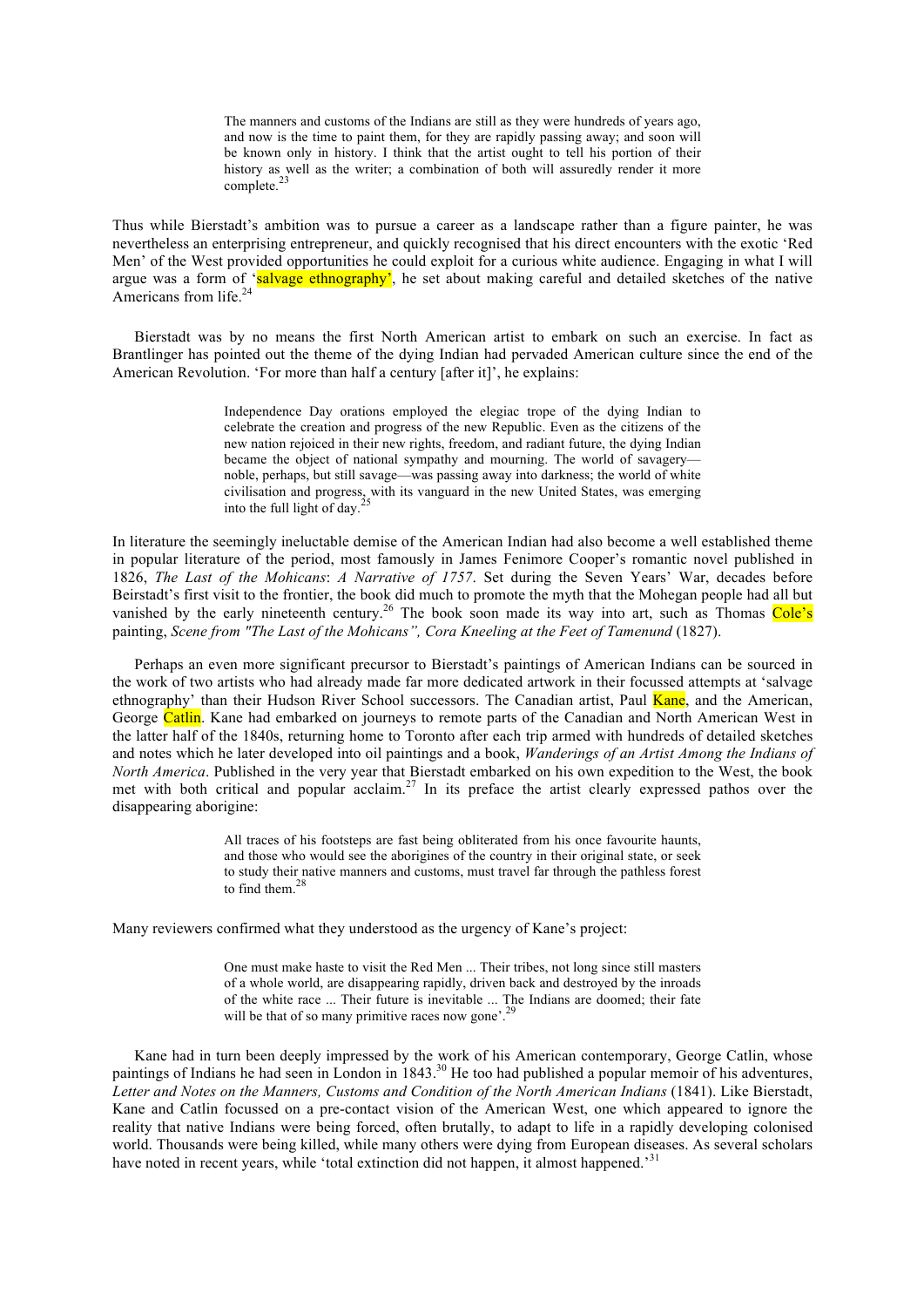> The manners and customs of the Indians are still as they were hundreds of years ago, and now is the time to paint them, for they are rapidly passing away; and soon will be known only in history. I think that the artist ought to tell his portion of their history as well as the writer; a combination of both will assuredly render it more complete.[23]

Thus while Bierstadt's ambition was to pursue a career as a landscape rather than a figure painter, he was nevertheless an enterprising entrepreneur, and quickly recognised that his direct encounters with the exotic 'Red Men' of the West provided opportunities he could exploit for a curious white audience. Engaging in what I will argue was a form of 'salvage ethnography', he set about making careful and detailed sketches of the native Americans from life.[24]

Bierstadt was by no means the first North American artist to embark on such an exercise. In fact as Brantlinger has pointed out the theme of the dying Indian had pervaded American culture since the end of the American Revolution. 'For more than half a century [after it]', he explains:

> Independence Day orations employed the elegiac trope of the dying Indian to celebrate the creation and progress of the new Republic. Even as the citizens of the new nation rejoiced in their new rights, freedom, and radiant future, the dying Indian became the object of national sympathy and mourning. The world of savagery—noble, perhaps, but still savage—was passing away into darkness; the world of white civilisation and progress, with its vanguard in the new United States, was emerging into the full light of day.[25]

In literature the seemingly ineluctable demise of the American Indian had also become a well established theme in popular literature of the period, most famously in James Fenimore Cooper's romantic novel published in 1826, *The Last of the Mohicans*: *A Narrative of 1757*. Set during the Seven Years' War, decades before Beirstadt's first visit to the frontier, the book did much to promote the myth that the Mohegan people had all but vanished by the early nineteenth century.[26] The book soon made its way into art, such as Thomas Cole's painting, *Scene from "The Last of the Mohicans", Cora Kneeling at the Feet of Tamenund* (1827).

Perhaps an even more significant precursor to Bierstadt's paintings of American Indians can be sourced in the work of two artists who had already made far more dedicated artwork in their focussed attempts at 'salvage ethnography' than their Hudson River School successors. The Canadian artist, Paul Kane, and the American, George Catlin. Kane had embarked on journeys to remote parts of the Canadian and North American West in the latter half of the 1840s, returning home to Toronto after each trip armed with hundreds of detailed sketches and notes which he later developed into oil paintings and a book, *Wanderings of an Artist Among the Indians of North America*. Published in the very year that Bierstadt embarked on his own expedition to the West, the book met with both critical and popular acclaim.[27] In its preface the artist clearly expressed pathos over the disappearing aborigine:

> All traces of his footsteps are fast being obliterated from his once favourite haunts, and those who would see the aborigines of the country in their original state, or seek to study their native manners and customs, must travel far through the pathless forest to find them.[28]

Many reviewers confirmed what they understood as the urgency of Kane's project:

> One must make haste to visit the Red Men ... Their tribes, not long since still masters of a whole world, are disappearing rapidly, driven back and destroyed by the inroads of the white race ... Their future is inevitable ... The Indians are doomed; their fate will be that of so many primitive races now gone'.[29]

Kane had in turn been deeply impressed by the work of his American contemporary, George Catlin, whose paintings of Indians he had seen in London in 1843.[30] He too had published a popular memoir of his adventures, *Letter and Notes on the Manners, Customs and Condition of the North American Indians* (1841). Like Bierstadt, Kane and Catlin focussed on a pre-contact vision of the American West, one which appeared to ignore the reality that native Indians were being forced, often brutally, to adapt to life in a rapidly developing colonised world. Thousands were being killed, while many others were dying from European diseases. As several scholars have noted in recent years, while 'total extinction did not happen, it almost happened.'[31]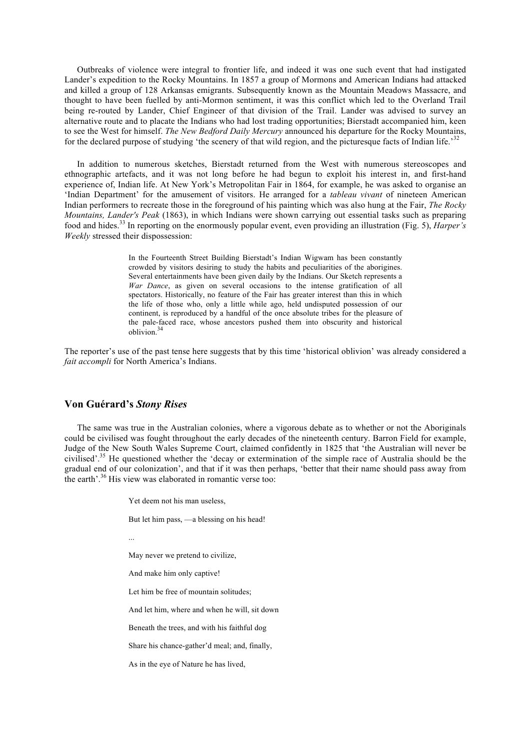Outbreaks of violence were integral to frontier life, and indeed it was one such event that had instigated Lander's expedition to the Rocky Mountains. In 1857 a group of Mormons and American Indians had attacked and killed a group of 128 Arkansas emigrants. Subsequently known as the Mountain Meadows Massacre, and thought to have been fuelled by anti-Mormon sentiment, it was this conflict which led to the Overland Trail being re-routed by Lander, Chief Engineer of that division of the Trail. Lander was advised to survey an alternative route and to placate the Indians who had lost trading opportunities; Bierstadt accompanied him, keen to see the West for himself. *The New Bedford Daily Mercury* announced his departure for the Rocky Mountains, for the declared purpose of studying 'the scenery of that wild region, and the picturesque facts of Indian life.'[32]

In addition to numerous sketches, Bierstadt returned from the West with numerous stereoscopes and ethnographic artefacts, and it was not long before he had begun to exploit his interest in, and first-hand experience of, Indian life. At New York's Metropolitan Fair in 1864, for example, he was asked to organise an 'Indian Department' for the amusement of visitors. He arranged for a *tableau vivant* of nineteen American Indian performers to recreate those in the foreground of his painting which was also hung at the Fair, *The Rocky Mountains, Lander's Peak* (1863), in which Indians were shown carrying out essential tasks such as preparing food and hides.[33] In reporting on the enormously popular event, even providing an illustration (Fig. 5), *Harper's Weekly* stressed their dispossession:

> In the Fourteenth Street Building Bierstadt's Indian Wigwam has been constantly crowded by visitors desiring to study the habits and peculiarities of the aborigines. Several entertainments have been given daily by the Indians. Our Sketch represents a *War Dance*, as given on several occasions to the intense gratification of all spectators. Historically, no feature of the Fair has greater interest than this in which the life of those who, only a little while ago, held undisputed possession of our continent, is reproduced by a handful of the once absolute tribes for the pleasure of the pale-faced race, whose ancestors pushed them into obscurity and historical oblivion.[34]

The reporter's use of the past tense here suggests that by this time 'historical oblivion' was already considered a *fait accompli* for North America's Indians.

## Von Guérard's *Stony Rises*

The same was true in the Australian colonies, where a vigorous debate as to whether or not the Aboriginals could be civilised was fought throughout the early decades of the nineteenth century. Barron Field for example, Judge of the New South Wales Supreme Court, claimed confidently in 1825 that 'the Australian will never be civilised'.[35] He questioned whether the 'decay or extermination of the simple race of Australia should be the gradual end of our colonization', and that if it was then perhaps, 'better that their name should pass away from the earth'.[36] His view was elaborated in romantic verse too:

> Yet deem not his man useless,
>
> But let him pass, —a blessing on his head!
>
> ...
>
> May never we pretend to civilize,
>
> And make him only captive!
>
> Let him be free of mountain solitudes;
>
> And let him, where and when he will, sit down
>
> Beneath the trees, and with his faithful dog
>
> Share his chance-gather'd meal; and, finally,
>
> As in the eye of Nature he has lived,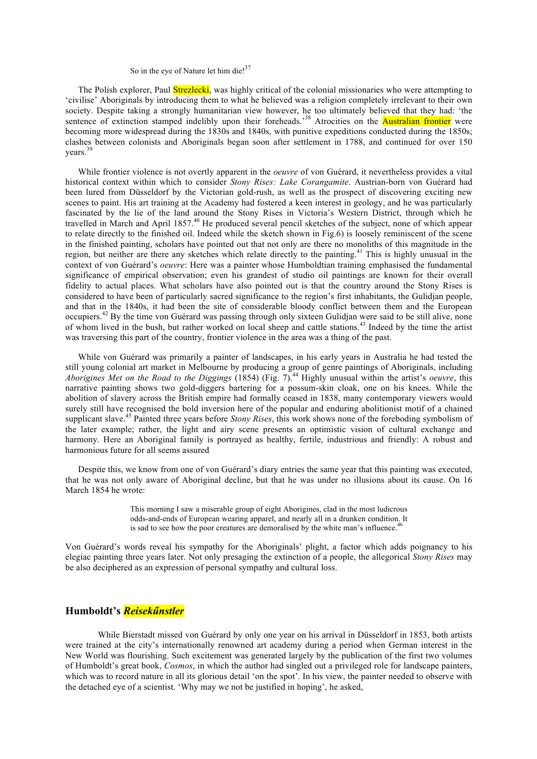So in the eye of Nature let him die![37]

The Polish explorer, Paul Strezlecki, was highly critical of the colonial missionaries who were attempting to 'civilise' Aboriginals by introducing them to what he believed was a religion completely irrelevant to their own society. Despite taking a strongly humanitarian view however, he too ultimately believed that they had: 'the sentence of extinction stamped indelibly upon their foreheads.'[38] Atrocities on the Australian frontier were becoming more widespread during the 1830s and 1840s, with punitive expeditions conducted during the 1850s; clashes between colonists and Aboriginals began soon after settlement in 1788, and continued for over 150 years.[39]

While frontier violence is not overtly apparent in the *oeuvre* of von Guérard, it nevertheless provides a vital historical context within which to consider *Stony Rises: Lake Corangamite*. Austrian-born von Guérard had been lured from Düsseldorf by the Victorian gold-rush, as well as the prospect of discovering exciting new scenes to paint. His art training at the Academy had fostered a keen interest in geology, and he was particularly fascinated by the lie of the land around the Stony Rises in Victoria's Western District, through which he travelled in March and April 1857.[40] He produced several pencil sketches of the subject, none of which appear to relate directly to the finished oil. Indeed while the sketch shown in Fig.6) is loosely reminiscent of the scene in the finished painting, scholars have pointed out that not only are there no monoliths of this magnitude in the region, but neither are there any sketches which relate directly to the painting.[41] This is highly unusual in the context of von Guérard's *oeuvre*: Here was a painter whose Humboldtian training emphasised the fundamental significance of empirical observation; even his grandest of studio oil paintings are known for their overall fidelity to actual places. What scholars have also pointed out is that the country around the Stony Rises is considered to have been of particularly sacred significance to the region's first inhabitants, the Gulidjan people, and that in the 1840s, it had been the site of considerable bloody conflict between them and the European occupiers.[42] By the time von Guérard was passing through only sixteen Gulidjan were said to be still alive, none of whom lived in the bush, but rather worked on local sheep and cattle stations.[43] Indeed by the time the artist was traversing this part of the country, frontier violence in the area was a thing of the past.

While von Guérard was primarily a painter of landscapes, in his early years in Australia he had tested the still young colonial art market in Melbourne by producing a group of genre paintings of Aboriginals, including *Aborigines Met on the Road to the Diggings* (1854) (Fig. 7).[44] Highly unusual within the artist's *oeuvre*, this narrative painting shows two gold-diggers bartering for a possum-skin cloak, one on his knees. While the abolition of slavery across the British empire had formally ceased in 1838, many contemporary viewers would surely still have recognised the bold inversion here of the popular and enduring abolitionist motif of a chained supplicant slave.[45] Painted three years before *Stony Rises*, this work shows none of the foreboding symbolism of the later example; rather, the light and airy scene presents an optimistic vision of cultural exchange and harmony. Here an Aboriginal family is portrayed as healthy, fertile, industrious and friendly: A robust and harmonious future for all seems assured

Despite this, we know from one of von Guérard's diary entries the same year that this painting was executed, that he was not only aware of Aboriginal decline, but that he was under no illusions about its cause. On 16 March 1854 he wrote:

> This morning I saw a miserable group of eight Aborigines, clad in the most ludicrous odds-and-ends of European wearing apparel, and nearly all in a drunken condition. It is sad to see how the poor creatures are demoralised by the white man's influence.[46]

Von Guérard's words reveal his sympathy for the Aboriginals' plight, a factor which adds poignancy to his elegiac painting three years later. Not only presaging the extinction of a people, the allegorical *Stony Rises* may be also deciphered as an expression of personal sympathy and cultural loss.

## Humboldt's *Reisekűnstler*

While Bierstadt missed von Guérard by only one year on his arrival in Düsseldorf in 1853, both artists were trained at the city's internationally renowned art academy during a period when German interest in the New World was flourishing. Such excitement was generated largely by the publication of the first two volumes of Humboldt's great book, *Cosmos*, in which the author had singled out a privileged role for landscape painters, which was to record nature in all its glorious detail 'on the spot'. In his view, the painter needed to observe with the detached eye of a scientist. 'Why may we not be justified in hoping', he asked,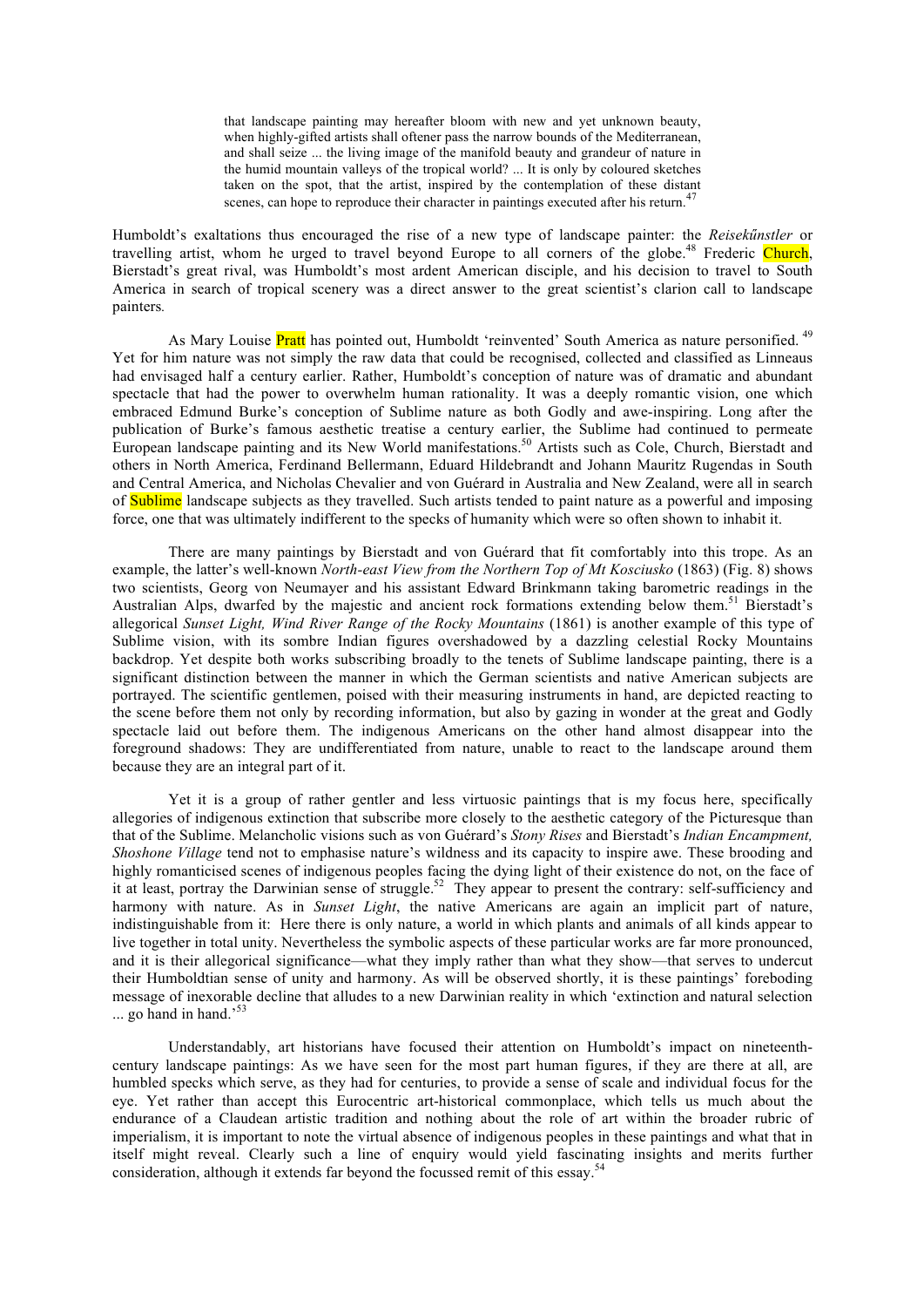> that landscape painting may hereafter bloom with new and yet unknown beauty, when highly-gifted artists shall oftener pass the narrow bounds of the Mediterranean, and shall seize ... the living image of the manifold beauty and grandeur of nature in the humid mountain valleys of the tropical world? ... It is only by coloured sketches taken on the spot, that the artist, inspired by the contemplation of these distant scenes, can hope to reproduce their character in paintings executed after his return.[47]

Humboldt's exaltations thus encouraged the rise of a new type of landscape painter: the *Reisekűnstler* or travelling artist, whom he urged to travel beyond Europe to all corners of the globe.[48] Frederic Church, Bierstadt's great rival, was Humboldt's most ardent American disciple, and his decision to travel to South America in search of tropical scenery was a direct answer to the great scientist's clarion call to landscape painters.

As Mary Louise Pratt has pointed out, Humboldt 'reinvented' South America as nature personified.[49] Yet for him nature was not simply the raw data that could be recognised, collected and classified as Linneaus had envisaged half a century earlier. Rather, Humboldt's conception of nature was of dramatic and abundant spectacle that had the power to overwhelm human rationality. It was a deeply romantic vision, one which embraced Edmund Burke's conception of Sublime nature as both Godly and awe-inspiring. Long after the publication of Burke's famous aesthetic treatise a century earlier, the Sublime had continued to permeate European landscape painting and its New World manifestations.[50] Artists such as Cole, Church, Bierstadt and others in North America, Ferdinand Bellermann, Eduard Hildebrandt and Johann Mauritz Rugendas in South and Central America, and Nicholas Chevalier and von Guérard in Australia and New Zealand, were all in search of Sublime landscape subjects as they travelled. Such artists tended to paint nature as a powerful and imposing force, one that was ultimately indifferent to the specks of humanity which were so often shown to inhabit it.

There are many paintings by Bierstadt and von Guérard that fit comfortably into this trope. As an example, the latter's well-known *North-east View from the Northern Top of Mt Kosciusko* (1863) (Fig. 8) shows two scientists, Georg von Neumayer and his assistant Edward Brinkmann taking barometric readings in the Australian Alps, dwarfed by the majestic and ancient rock formations extending below them.[51] Bierstadt's allegorical *Sunset Light, Wind River Range of the Rocky Mountains* (1861) is another example of this type of Sublime vision, with its sombre Indian figures overshadowed by a dazzling celestial Rocky Mountains backdrop. Yet despite both works subscribing broadly to the tenets of Sublime landscape painting, there is a significant distinction between the manner in which the German scientists and native American subjects are portrayed. The scientific gentlemen, poised with their measuring instruments in hand, are depicted reacting to the scene before them not only by recording information, but also by gazing in wonder at the great and Godly spectacle laid out before them. The indigenous Americans on the other hand almost disappear into the foreground shadows: They are undifferentiated from nature, unable to react to the landscape around them because they are an integral part of it.

Yet it is a group of rather gentler and less virtuosic paintings that is my focus here, specifically allegories of indigenous extinction that subscribe more closely to the aesthetic category of the Picturesque than that of the Sublime. Melancholic visions such as von Guérard's *Stony Rises* and Bierstadt's *Indian Encampment, Shoshone Village* tend not to emphasise nature's wildness and its capacity to inspire awe. These brooding and highly romanticised scenes of indigenous peoples facing the dying light of their existence do not, on the face of it at least, portray the Darwinian sense of struggle.[52] They appear to present the contrary: self-sufficiency and harmony with nature. As in *Sunset Light*, the native Americans are again an implicit part of nature, indistinguishable from it: Here there is only nature, a world in which plants and animals of all kinds appear to live together in total unity. Nevertheless the symbolic aspects of these particular works are far more pronounced, and it is their allegorical significance—what they imply rather than what they show—that serves to undercut their Humboldtian sense of unity and harmony. As will be observed shortly, it is these paintings' foreboding message of inexorable decline that alludes to a new Darwinian reality in which 'extinction and natural selection ... go hand in hand.'[53]

Understandably, art historians have focused their attention on Humboldt's impact on nineteenth-century landscape paintings: As we have seen for the most part human figures, if they are there at all, are humbled specks which serve, as they had for centuries, to provide a sense of scale and individual focus for the eye. Yet rather than accept this Eurocentric art-historical commonplace, which tells us much about the endurance of a Claudean artistic tradition and nothing about the role of art within the broader rubric of imperialism, it is important to note the virtual absence of indigenous peoples in these paintings and what that in itself might reveal. Clearly such a line of enquiry would yield fascinating insights and merits further consideration, although it extends far beyond the focussed remit of this essay.[54]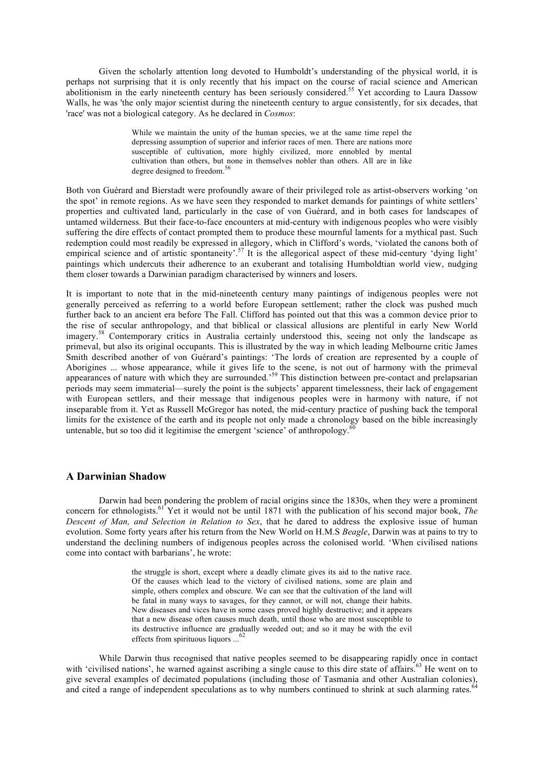Given the scholarly attention long devoted to Humboldt's understanding of the physical world, it is perhaps not surprising that it is only recently that his impact on the course of racial science and American abolitionism in the early nineteenth century has been seriously considered.[55] Yet according to Laura Dassow Walls, he was 'the only major scientist during the nineteenth century to argue consistently, for six decades, that 'race' was not a biological category. As he declared in *Cosmos*:

> While we maintain the unity of the human species, we at the same time repel the depressing assumption of superior and inferior races of men. There are nations more susceptible of cultivation, more highly civilized, more ennobled by mental cultivation than others, but none in themselves nobler than others. All are in like degree designed to freedom.[56]

Both von Guérard and Bierstadt were profoundly aware of their privileged role as artist-observers working 'on the spot' in remote regions. As we have seen they responded to market demands for paintings of white settlers' properties and cultivated land, particularly in the case of von Guérard, and in both cases for landscapes of untamed wilderness. But their face-to-face encounters at mid-century with indigenous peoples who were visibly suffering the dire effects of contact prompted them to produce these mournful laments for a mythical past. Such redemption could most readily be expressed in allegory, which in Clifford's words, 'violated the canons both of empirical science and of artistic spontaneity'.[57] It is the allegorical aspect of these mid-century 'dying light' paintings which undercuts their adherence to an exuberant and totalising Humboldtian world view, nudging them closer towards a Darwinian paradigm characterised by winners and losers.

It is important to note that in the mid-nineteenth century many paintings of indigenous peoples were not generally perceived as referring to a world before European settlement; rather the clock was pushed much further back to an ancient era before The Fall. Clifford has pointed out that this was a common device prior to the rise of secular anthropology, and that biblical or classical allusions are plentiful in early New World imagery.[58] Contemporary critics in Australia certainly understood this, seeing not only the landscape as primeval, but also its original occupants. This is illustrated by the way in which leading Melbourne critic James Smith described another of von Guérard's paintings: 'The lords of creation are represented by a couple of Aborigines ... whose appearance, while it gives life to the scene, is not out of harmony with the primeval appearances of nature with which they are surrounded.'[59] This distinction between pre-contact and prelapsarian periods may seem immaterial—surely the point is the subjects' apparent timelessness, their lack of engagement with European settlers, and their message that indigenous peoples were in harmony with nature, if not inseparable from it. Yet as Russell McGregor has noted, the mid-century practice of pushing back the temporal limits for the existence of the earth and its people not only made a chronology based on the bible increasingly untenable, but so too did it legitimise the emergent 'science' of anthropology.[60]

## A Darwinian Shadow

Darwin had been pondering the problem of racial origins since the 1830s, when they were a prominent concern for ethnologists.[61] Yet it would not be until 1871 with the publication of his second major book, *The Descent of Man, and Selection in Relation to Sex*, that he dared to address the explosive issue of human evolution. Some forty years after his return from the New World on H.M.S *Beagle*, Darwin was at pains to try to understand the declining numbers of indigenous peoples across the colonised world. 'When civilised nations come into contact with barbarians', he wrote:

> the struggle is short, except where a deadly climate gives its aid to the native race. Of the causes which lead to the victory of civilised nations, some are plain and simple, others complex and obscure. We can see that the cultivation of the land will be fatal in many ways to savages, for they cannot, or will not, change their habits. New diseases and vices have in some cases proved highly destructive; and it appears that a new disease often causes much death, until those who are most susceptible to its destructive influence are gradually weeded out; and so it may be with the evil effects from spirituous liquors ...[62]

While Darwin thus recognised that native peoples seemed to be disappearing rapidly once in contact with 'civilised nations', he warned against ascribing a single cause to this dire state of affairs.[63] He went on to give several examples of decimated populations (including those of Tasmania and other Australian colonies), and cited a range of independent speculations as to why numbers continued to shrink at such alarming rates.[64]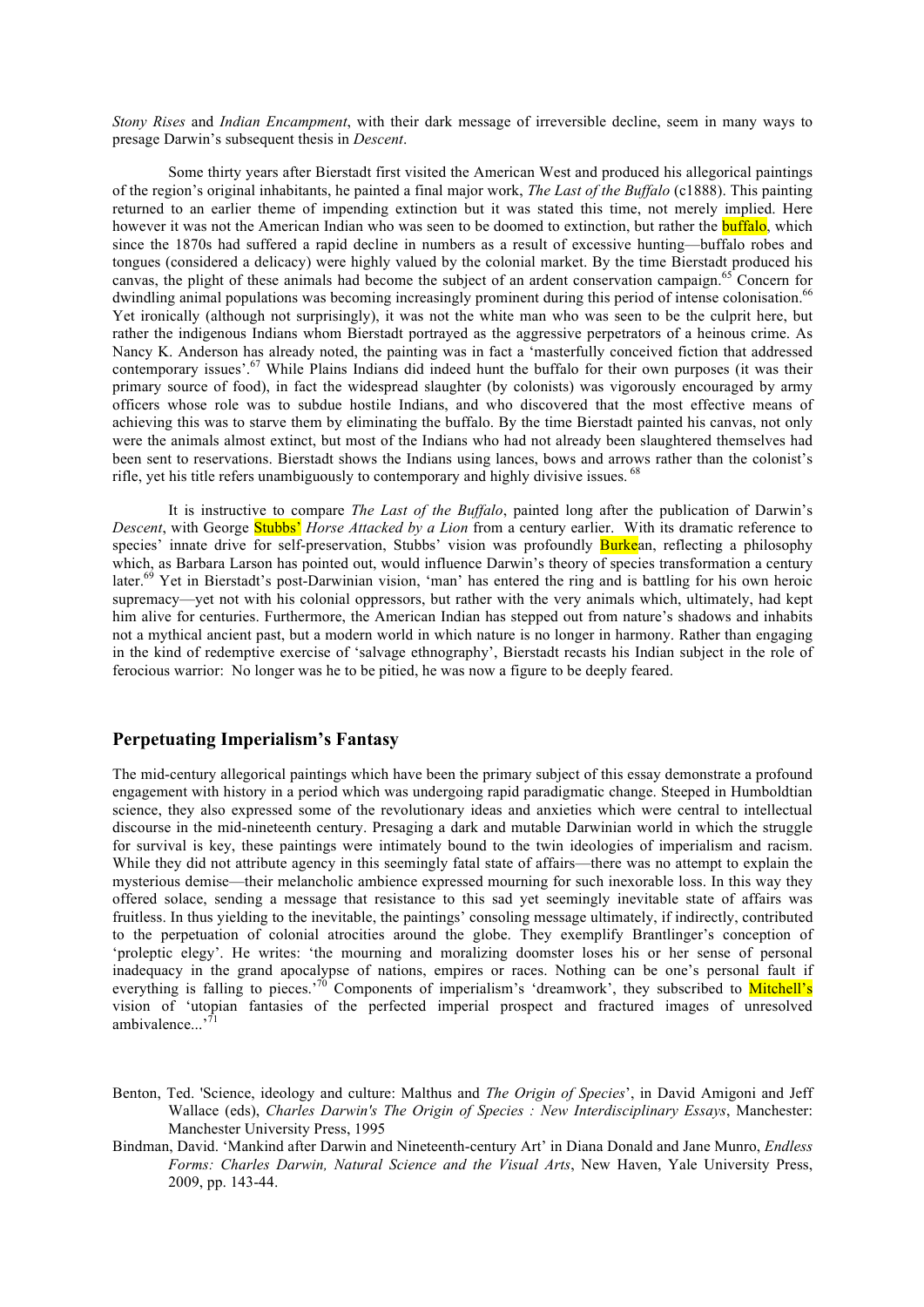*Stony Rises* and *Indian Encampment*, with their dark message of irreversible decline, seem in many ways to presage Darwin's subsequent thesis in *Descent*.

Some thirty years after Bierstadt first visited the American West and produced his allegorical paintings of the region's original inhabitants, he painted a final major work, *The Last of the Buffalo* (c1888). This painting returned to an earlier theme of impending extinction but it was stated this time, not merely implied. Here however it was not the American Indian who was seen to be doomed to extinction, but rather the buffalo, which since the 1870s had suffered a rapid decline in numbers as a result of excessive hunting—buffalo robes and tongues (considered a delicacy) were highly valued by the colonial market. By the time Bierstadt produced his canvas, the plight of these animals had become the subject of an ardent conservation campaign.[65] Concern for dwindling animal populations was becoming increasingly prominent during this period of intense colonisation.[66] Yet ironically (although not surprisingly), it was not the white man who was seen to be the culprit here, but rather the indigenous Indians whom Bierstadt portrayed as the aggressive perpetrators of a heinous crime. As Nancy K. Anderson has already noted, the painting was in fact a 'masterfully conceived fiction that addressed contemporary issues'.[67] While Plains Indians did indeed hunt the buffalo for their own purposes (it was their primary source of food), in fact the widespread slaughter (by colonists) was vigorously encouraged by army officers whose role was to subdue hostile Indians, and who discovered that the most effective means of achieving this was to starve them by eliminating the buffalo. By the time Bierstadt painted his canvas, not only were the animals almost extinct, but most of the Indians who had not already been slaughtered themselves had been sent to reservations. Bierstadt shows the Indians using lances, bows and arrows rather than the colonist's rifle, yet his title refers unambiguously to contemporary and highly divisive issues. [68]

It is instructive to compare *The Last of the Buffalo*, painted long after the publication of Darwin's *Descent*, with George Stubbs' *Horse Attacked by a Lion* from a century earlier. With its dramatic reference to species' innate drive for self-preservation, Stubbs' vision was profoundly Burkean, reflecting a philosophy which, as Barbara Larson has pointed out, would influence Darwin's theory of species transformation a century later.[69] Yet in Bierstadt's post-Darwinian vision, 'man' has entered the ring and is battling for his own heroic supremacy—yet not with his colonial oppressors, but rather with the very animals which, ultimately, had kept him alive for centuries. Furthermore, the American Indian has stepped out from nature's shadows and inhabits not a mythical ancient past, but a modern world in which nature is no longer in harmony. Rather than engaging in the kind of redemptive exercise of 'salvage ethnography', Bierstadt recasts his Indian subject in the role of ferocious warrior: No longer was he to be pitied, he was now a figure to be deeply feared.

## Perpetuating Imperialism's Fantasy

The mid-century allegorical paintings which have been the primary subject of this essay demonstrate a profound engagement with history in a period which was undergoing rapid paradigmatic change. Steeped in Humboldtian science, they also expressed some of the revolutionary ideas and anxieties which were central to intellectual discourse in the mid-nineteenth century. Presaging a dark and mutable Darwinian world in which the struggle for survival is key, these paintings were intimately bound to the twin ideologies of imperialism and racism. While they did not attribute agency in this seemingly fatal state of affairs—there was no attempt to explain the mysterious demise—their melancholic ambience expressed mourning for such inexorable loss. In this way they offered solace, sending a message that resistance to this sad yet seemingly inevitable state of affairs was fruitless. In thus yielding to the inevitable, the paintings' consoling message ultimately, if indirectly, contributed to the perpetuation of colonial atrocities around the globe. They exemplify Brantlinger's conception of 'proleptic elegy'. He writes: 'the mourning and moralizing doomster loses his or her sense of personal inadequacy in the grand apocalypse of nations, empires or races. Nothing can be one's personal fault if everything is falling to pieces.'[70] Components of imperialism's 'dreamwork', they subscribed to Mitchell's vision of 'utopian fantasies of the perfected imperial prospect and fractured images of unresolved ambivalence...'[71]

Benton, Ted. 'Science, ideology and culture: Malthus and *The Origin of Species*', in David Amigoni and Jeff Wallace (eds), *Charles Darwin's The Origin of Species : New Interdisciplinary Essays*, Manchester: Manchester University Press, 1995

Bindman, David. 'Mankind after Darwin and Nineteenth-century Art' in Diana Donald and Jane Munro, *Endless Forms: Charles Darwin, Natural Science and the Visual Arts*, New Haven, Yale University Press, 2009, pp. 143-44.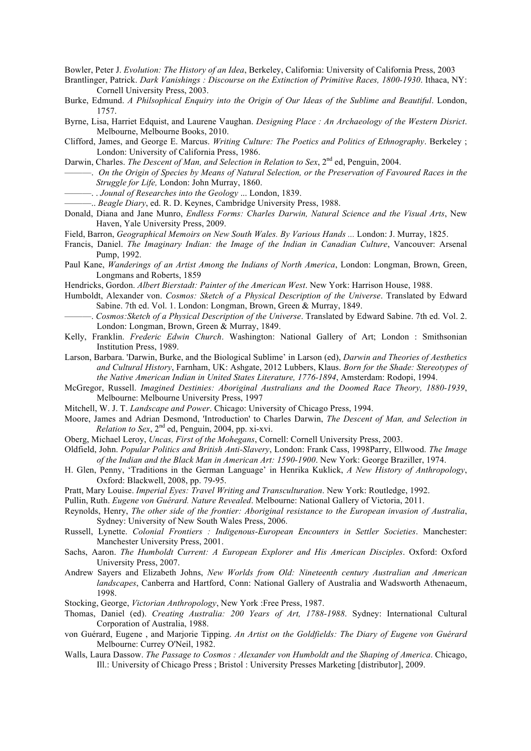Bowler, Peter J. *Evolution: The History of an Idea*, Berkeley, California: University of California Press, 2003

Brantlinger, Patrick. *Dark Vanishings : Discourse on the Extinction of Primitive Races, 1800-1930*. Ithaca, NY: Cornell University Press, 2003.

Burke, Edmund. *A Philsophical Enquiry into the Origin of Our Ideas of the Sublime and Beautiful*. London, 1757.

Byrne, Lisa, Harriet Edquist, and Laurene Vaughan. *Designing Place : An Archaeology of the Western Disrict*. Melbourne, Melbourne Books, 2010.

Clifford, James, and George E. Marcus. *Writing Culture: The Poetics and Politics of Ethnography*. Berkeley ; London: University of California Press, 1986.

Darwin, Charles. *The Descent of Man, and Selection in Relation to Sex*, 2nd ed, Penguin, 2004.

———. *On the Origin of Species by Means of Natural Selection, or the Preservation of Favoured Races in the Struggle for Life,* London: John Murray, 1860.

———. . *Jounal of Researches into the Geology* ... London, 1839.

———.. *Beagle Diary*, ed. R. D. Keynes, Cambridge University Press, 1988.

Donald, Diana and Jane Munro, *Endless Forms: Charles Darwin, Natural Science and the Visual Arts*, New Haven, Yale University Press, 2009.

Field, Barron, *Geographical Memoirs on New South Wales. By Various Hands ...* London: J. Murray, 1825.

Francis, Daniel. *The Imaginary Indian: the Image of the Indian in Canadian Culture*, Vancouver: Arsenal Pump, 1992.

Paul Kane, *Wanderings of an Artist Among the Indians of North America*, London: Longman, Brown, Green, Longmans and Roberts, 1859

Hendricks, Gordon. *Albert Bierstadt: Painter of the American West*. New York: Harrison House, 1988.

Humboldt, Alexander von. *Cosmos: Sketch of a Physical Description of the Universe*. Translated by Edward Sabine. 7th ed. Vol. 1. London: Longman, Brown, Green & Murray, 1849.

———. *Cosmos:Sketch of a Physical Description of the Universe*. Translated by Edward Sabine. 7th ed. Vol. 2. London: Longman, Brown, Green & Murray, 1849.

Kelly, Franklin. *Frederic Edwin Church*. Washington: National Gallery of Art; London : Smithsonian Institution Press, 1989.

Larson, Barbara. 'Darwin, Burke, and the Biological Sublime' in Larson (ed), *Darwin and Theories of Aesthetics and Cultural History*, Farnham, UK: Ashgate, 2012 Lubbers, Klaus. *Born for the Shade: Stereotypes of the Native American Indian in United States Literature, 1776-1894*, Amsterdam: Rodopi, 1994.

McGregor, Russell. *Imagined Destinies: Aboriginal Australians and the Doomed Race Theory, 1880-1939*, Melbourne: Melbourne University Press, 1997

Mitchell, W. J. T. *Landscape and Power*. Chicago: University of Chicago Press, 1994.

Moore, James and Adrian Desmond, 'Introduction' to Charles Darwin, *The Descent of Man, and Selection in Relation to Sex*, 2nd ed, Penguin, 2004, pp. xi-xvi.

Oberg, Michael Leroy, *Uncas, First of the Mohegans*, Cornell: Cornell University Press, 2003.

Oldfield, John. *Popular Politics and British Anti-Slavery*, London: Frank Cass, 1998Parry, Ellwood. *The Image of the Indian and the Black Man in American Art: 1590-1900*. New York: George Braziller, 1974.

H. Glen, Penny, 'Traditions in the German Language' in Henrika Kuklick, *A New History of Anthropology*, Oxford: Blackwell, 2008, pp. 79-95.

Pratt, Mary Louise. *Imperial Eyes: Travel Writing and Transculturation*. New York: Routledge, 1992.

Pullin, Ruth. *Eugene von Guérard. Nature Revealed*. Melbourne: National Gallery of Victoria, 2011.

Reynolds, Henry, *The other side of the frontier: Aboriginal resistance to the European invasion of Australia*, Sydney: University of New South Wales Press, 2006.

Russell, Lynette. *Colonial Frontiers : Indigenous-European Encounters in Settler Societies*. Manchester: Manchester University Press, 2001.

Sachs, Aaron. *The Humboldt Current: A European Explorer and His American Disciples*. Oxford: Oxford University Press, 2007.

Andrew Sayers and Elizabeth Johns, *New Worlds from Old: Nineteenth century Australian and American landscapes*, Canberra and Hartford, Conn: National Gallery of Australia and Wadsworth Athenaeum, 1998.

Stocking, George, *Victorian Anthropology*, New York :Free Press, 1987.

Thomas, Daniel (ed). *Creating Australia: 200 Years of Art, 1788-1988*. Sydney: International Cultural Corporation of Australia, 1988.

von Guérard, Eugene , and Marjorie Tipping. *An Artist on the Goldfields: The Diary of Eugene von Guérard* Melbourne: Currey O'Neil, 1982.

Walls, Laura Dassow. *The Passage to Cosmos : Alexander von Humboldt and the Shaping of America*. Chicago, Ill.: University of Chicago Press ; Bristol : University Presses Marketing [distributor], 2009.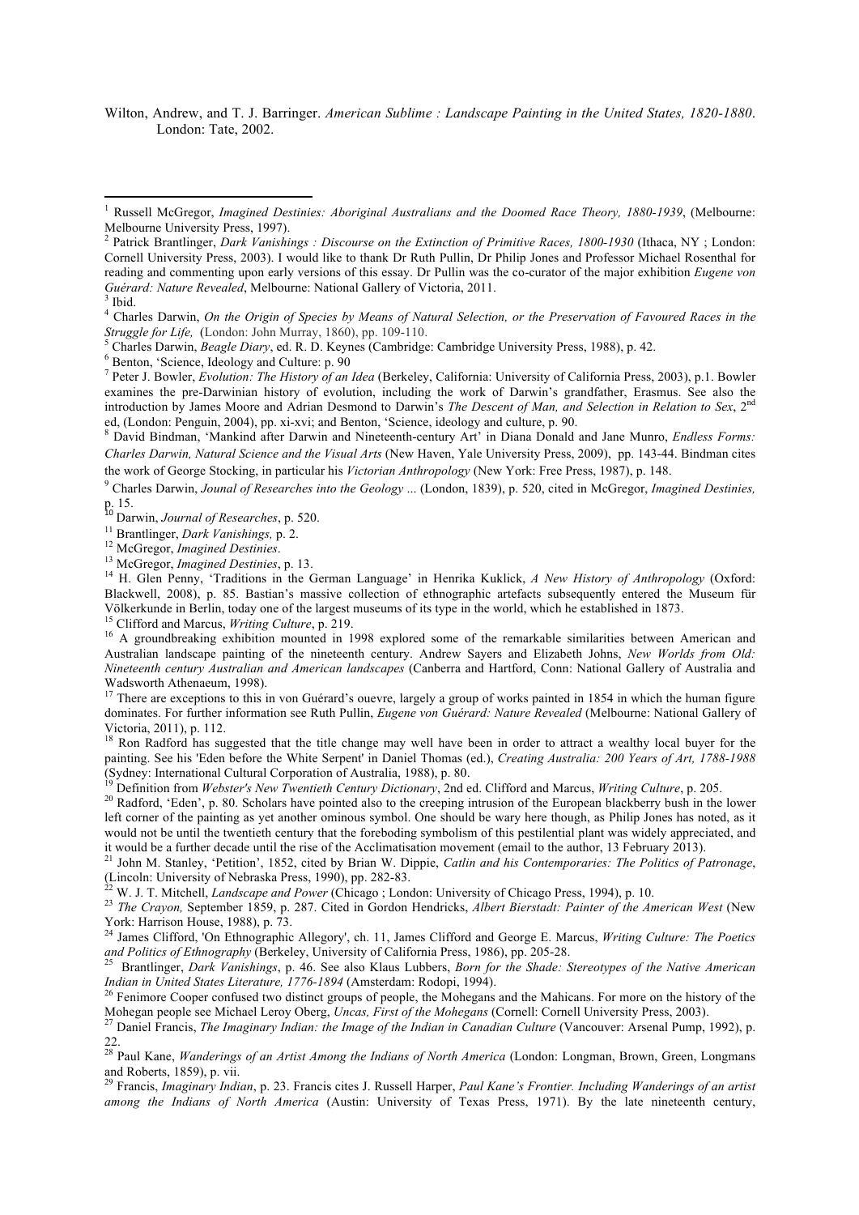Wilton, Andrew, and T. J. Barringer. *American Sublime : Landscape Painting in the United States, 1820-1880*. London: Tate, 2002.

---

[1] Russell McGregor, *Imagined Destinies: Aboriginal Australians and the Doomed Race Theory, 1880-1939*, (Melbourne: Melbourne University Press, 1997).

[2] Patrick Brantlinger, *Dark Vanishings : Discourse on the Extinction of Primitive Races, 1800-1930* (Ithaca, NY ; London: Cornell University Press, 2003). I would like to thank Dr Ruth Pullin, Dr Philip Jones and Professor Michael Rosenthal for reading and commenting upon early versions of this essay. Dr Pullin was the co-curator of the major exhibition *Eugene von Guérard: Nature Revealed*, Melbourne: National Gallery of Victoria, 2011.

[3] Ibid.

[4] Charles Darwin, *On the Origin of Species by Means of Natural Selection, or the Preservation of Favoured Races in the Struggle for Life,* (London: John Murray, 1860), pp. 109-110.

[5] Charles Darwin, *Beagle Diary*, ed. R. D. Keynes (Cambridge: Cambridge University Press, 1988), p. 42.

[6] Benton, 'Science, Ideology and Culture: p. 90

[7] Peter J. Bowler, *Evolution: The History of an Idea* (Berkeley, California: University of California Press, 2003), p.1. Bowler examines the pre-Darwinian history of evolution, including the work of Darwin's grandfather, Erasmus. See also the introduction by James Moore and Adrian Desmond to Darwin's *The Descent of Man, and Selection in Relation to Sex*, 2nd ed, (London: Penguin, 2004), pp. xi-xvi; and Benton, 'Science, ideology and culture, p. 90.

[8] David Bindman, 'Mankind after Darwin and Nineteenth-century Art' in Diana Donald and Jane Munro, *Endless Forms: Charles Darwin, Natural Science and the Visual Arts* (New Haven, Yale University Press, 2009), pp. 143-44. Bindman cites the work of George Stocking, in particular his *Victorian Anthropology* (New York: Free Press, 1987), p. 148.

[9] Charles Darwin, *Jounal of Researches into the Geology ...* (London, 1839), p. 520, cited in McGregor, *Imagined Destinies,* p. 15.

[10] Darwin, *Journal of Researches*, p. 520.

[11] Brantlinger, *Dark Vanishings,* p. 2.

[12] McGregor, *Imagined Destinies*.

[13] McGregor, *Imagined Destinies*, p. 13.

[14] H. Glen Penny, 'Traditions in the German Language' in Henrika Kuklick, *A New History of Anthropology* (Oxford: Blackwell, 2008), p. 85. Bastian's massive collection of ethnographic artefacts subsequently entered the Museum für Völkerkunde in Berlin, today one of the largest museums of its type in the world, which he established in 1873.

[15] Clifford and Marcus, *Writing Culture*, p. 219.

[16] A groundbreaking exhibition mounted in 1998 explored some of the remarkable similarities between American and Australian landscape painting of the nineteenth century. Andrew Sayers and Elizabeth Johns, *New Worlds from Old: Nineteenth century Australian and American landscapes* (Canberra and Hartford, Conn: National Gallery of Australia and Wadsworth Athenaeum, 1998).

[17] There are exceptions to this in von Guérard's ouevre, largely a group of works painted in 1854 in which the human figure dominates. For further information see Ruth Pullin, *Eugene von Guérard: Nature Revealed* (Melbourne: National Gallery of Victoria, 2011), p. 112.

[18] Ron Radford has suggested that the title change may well have been in order to attract a wealthy local buyer for the painting. See his 'Eden before the White Serpent' in Daniel Thomas (ed.), *Creating Australia: 200 Years of Art, 1788-1988* (Sydney: International Cultural Corporation of Australia, 1988), p. 80.

[19] Definition from *Webster's New Twentieth Century Dictionary*, 2nd ed. Clifford and Marcus, *Writing Culture*, p. 205.

[20] Radford, 'Eden', p. 80. Scholars have pointed also to the creeping intrusion of the European blackberry bush in the lower left corner of the painting as yet another ominous symbol. One should be wary here though, as Philip Jones has noted, as it would not be until the twentieth century that the foreboding symbolism of this pestilential plant was widely appreciated, and it would be a further decade until the rise of the Acclimatisation movement (email to the author, 13 February 2013).

[21] John M. Stanley, 'Petition', 1852, cited by Brian W. Dippie, *Catlin and his Contemporaries: The Politics of Patronage*, (Lincoln: University of Nebraska Press, 1990), pp. 282-83.

[22] W. J. T. Mitchell, *Landscape and Power* (Chicago ; London: University of Chicago Press, 1994), p. 10.

[23] *The Crayon,* September 1859, p. 287. Cited in Gordon Hendricks, *Albert Bierstadt: Painter of the American West* (New York: Harrison House, 1988), p. 73.

[24] James Clifford, 'On Ethnographic Allegory', ch. 11, James Clifford and George E. Marcus, *Writing Culture: The Poetics and Politics of Ethnography* (Berkeley, University of California Press, 1986), pp. 205-28.

[25] Brantlinger, *Dark Vanishings*, p. 46. See also Klaus Lubbers, *Born for the Shade: Stereotypes of the Native American Indian in United States Literature, 1776-1894* (Amsterdam: Rodopi, 1994).

[26] Fenimore Cooper confused two distinct groups of people, the Mohegans and the Mahicans. For more on the history of the Mohegan people see Michael Leroy Oberg, *Uncas, First of the Mohegans* (Cornell: Cornell University Press, 2003).

[27] Daniel Francis, *The Imaginary Indian: the Image of the Indian in Canadian Culture* (Vancouver: Arsenal Pump, 1992), p. 22.

[28] Paul Kane, *Wanderings of an Artist Among the Indians of North America* (London: Longman, Brown, Green, Longmans and Roberts, 1859), p. vii.

[29] Francis, *Imaginary Indian*, p. 23. Francis cites J. Russell Harper, *Paul Kane's Frontier. Including Wanderings of an artist among the Indians of North America* (Austin: University of Texas Press, 1971). By the late nineteenth century,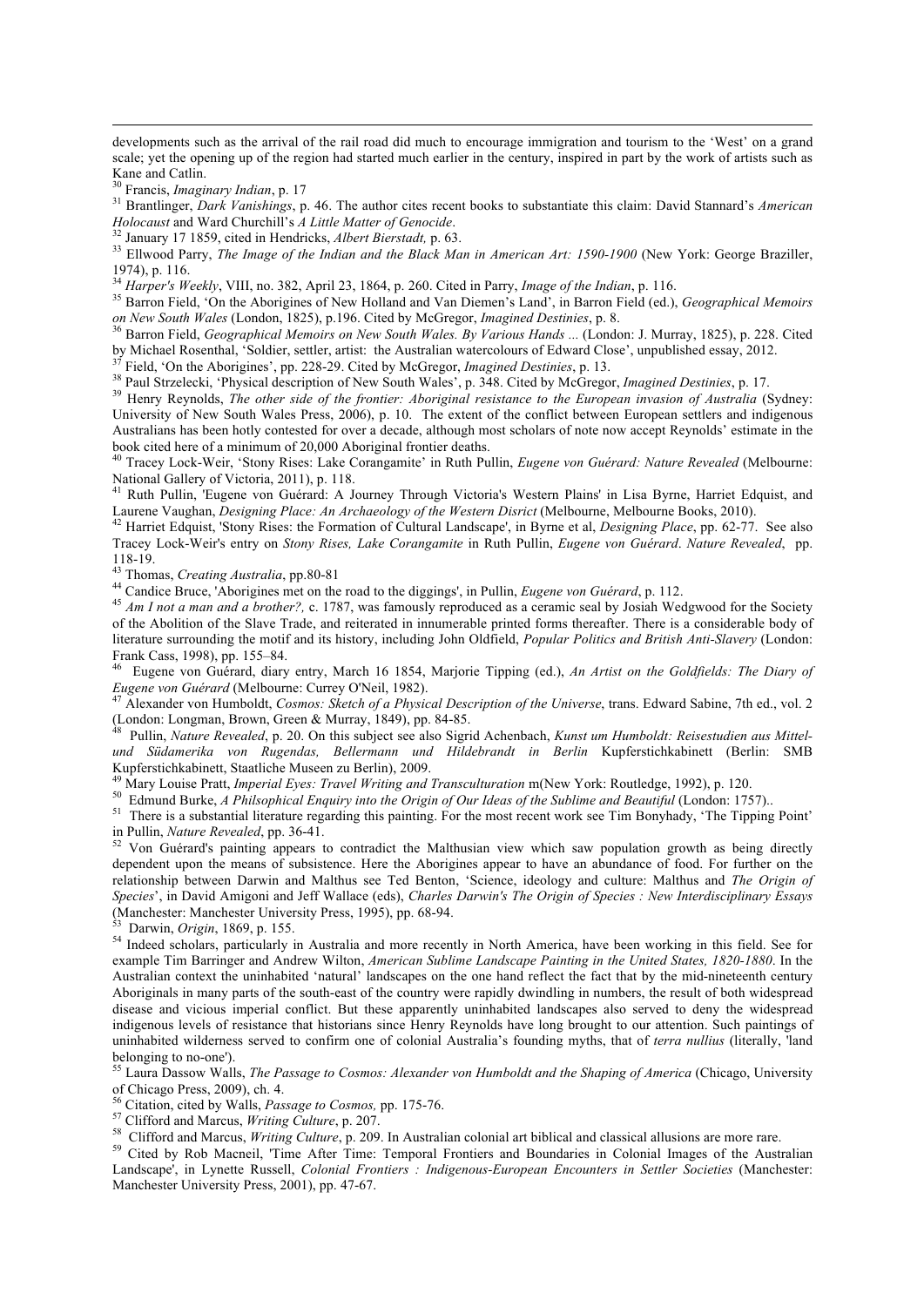developments such as the arrival of the rail road did much to encourage immigration and tourism to the 'West' on a grand scale; yet the opening up of the region had started much earlier in the century, inspired in part by the work of artists such as Kane and Catlin.

[30] Francis, *Imaginary Indian*, p. 17

[31] Brantlinger, *Dark Vanishings*, p. 46. The author cites recent books to substantiate this claim: David Stannard's *American Holocaust* and Ward Churchill's *A Little Matter of Genocide*.

[32] January 17 1859, cited in Hendricks, *Albert Bierstadt,* p. 63.

[33] Ellwood Parry, *The Image of the Indian and the Black Man in American Art: 1590-1900* (New York: George Braziller, 1974), p. 116.

[34] *Harper's Weekly*, VIII, no. 382, April 23, 1864, p. 260. Cited in Parry, *Image of the Indian*, p. 116.

[35] Barron Field, 'On the Aborigines of New Holland and Van Diemen's Land', in Barron Field (ed.), *Geographical Memoirs on New South Wales* (London, 1825), p.196. Cited by McGregor, *Imagined Destinies*, p. 8.

[36] Barron Field, *Geographical Memoirs on New South Wales. By Various Hands ...* (London: J. Murray, 1825), p. 228. Cited by Michael Rosenthal, 'Soldier, settler, artist: the Australian watercolours of Edward Close', unpublished essay, 2012.

[37] Field, 'On the Aborigines', pp. 228-29. Cited by McGregor, *Imagined Destinies*, p. 13.

[38] Paul Strzelecki, 'Physical description of New South Wales', p. 348. Cited by McGregor, *Imagined Destinies*, p. 17.

[39] Henry Reynolds, *The other side of the frontier: Aboriginal resistance to the European invasion of Australia* (Sydney: University of New South Wales Press, 2006), p. 10. The extent of the conflict between European settlers and indigenous Australians has been hotly contested for over a decade, although most scholars of note now accept Reynolds' estimate in the book cited here of a minimum of 20,000 Aboriginal frontier deaths.

[40] Tracey Lock-Weir, 'Stony Rises: Lake Corangamite' in Ruth Pullin, *Eugene von Guérard: Nature Revealed* (Melbourne: National Gallery of Victoria, 2011), p. 118.

[41] Ruth Pullin, 'Eugene von Guérard: A Journey Through Victoria's Western Plains' in Lisa Byrne, Harriet Edquist, and Laurene Vaughan, *Designing Place: An Archaeology of the Western Disrict* (Melbourne, Melbourne Books, 2010).

[42] Harriet Edquist, 'Stony Rises: the Formation of Cultural Landscape', in Byrne et al, *Designing Place*, pp. 62-77. See also Tracey Lock-Weir's entry on *Stony Rises, Lake Corangamite* in Ruth Pullin, *Eugene von Guérard*. *Nature Revealed*, pp. 118-19.

[43] Thomas, *Creating Australia*, pp.80-81

[44] Candice Bruce, 'Aborigines met on the road to the diggings', in Pullin, *Eugene von Guérard*, p. 112.

[45] *Am I not a man and a brother?,* c. 1787, was famously reproduced as a ceramic seal by Josiah Wedgwood for the Society of the Abolition of the Slave Trade, and reiterated in innumerable printed forms thereafter. There is a considerable body of literature surrounding the motif and its history, including John Oldfield, *Popular Politics and British Anti-Slavery* (London: Frank Cass, 1998), pp. 155–84.

[46] Eugene von Guérard, diary entry, March 16 1854, Marjorie Tipping (ed.), *An Artist on the Goldfields: The Diary of Eugene von Guérard* (Melbourne: Currey O'Neil, 1982).

[47] Alexander von Humboldt, *Cosmos: Sketch of a Physical Description of the Universe*, trans. Edward Sabine, 7th ed., vol. 2 (London: Longman, Brown, Green & Murray, 1849), pp. 84-85.

[48] Pullin, *Nature Revealed*, p. 20. On this subject see also Sigrid Achenbach, *Kunst um Humboldt: Reisestudien aus Mittel- und Südamerika von Rugendas, Bellermann und Hildebrandt in Berlin* Kupferstichkabinett (Berlin: SMB Kupferstichkabinett, Staatliche Museen zu Berlin), 2009.

[49] Mary Louise Pratt, *Imperial Eyes: Travel Writing and Transculturation* m(New York: Routledge, 1992), p. 120.

[50] Edmund Burke, *A Philsophical Enquiry into the Origin of Our Ideas of the Sublime and Beautiful* (London: 1757)..

[51] There is a substantial literature regarding this painting. For the most recent work see Tim Bonyhady, 'The Tipping Point' in Pullin, *Nature Revealed*, pp. 36-41.

[52] Von Guérard's painting appears to contradict the Malthusian view which saw population growth as being directly dependent upon the means of subsistence. Here the Aborigines appear to have an abundance of food. For further on the relationship between Darwin and Malthus see Ted Benton, 'Science, ideology and culture: Malthus and *The Origin of Species*', in David Amigoni and Jeff Wallace (eds), *Charles Darwin's The Origin of Species : New Interdisciplinary Essays* (Manchester: Manchester University Press, 1995), pp. 68-94.

[53] Darwin, *Origin*, 1869, p. 155.

[54] Indeed scholars, particularly in Australia and more recently in North America, have been working in this field. See for example Tim Barringer and Andrew Wilton, *American Sublime Landscape Painting in the United States, 1820-1880*. In the Australian context the uninhabited 'natural' landscapes on the one hand reflect the fact that by the mid-nineteenth century Aboriginals in many parts of the south-east of the country were rapidly dwindling in numbers, the result of both widespread disease and vicious imperial conflict. But these apparently uninhabited landscapes also served to deny the widespread indigenous levels of resistance that historians since Henry Reynolds have long brought to our attention. Such paintings of uninhabited wilderness served to confirm one of colonial Australia's founding myths, that of *terra nullius* (literally, 'land belonging to no-one').

[55] Laura Dassow Walls, *The Passage to Cosmos: Alexander von Humboldt and the Shaping of America* (Chicago, University of Chicago Press, 2009), ch. 4.

[56] Citation, cited by Walls, *Passage to Cosmos,* pp. 175-76.

[57] Clifford and Marcus, *Writing Culture*, p. 207.

[58] Clifford and Marcus, *Writing Culture*, p. 209. In Australian colonial art biblical and classical allusions are more rare.

[59] Cited by Rob Macneil, 'Time After Time: Temporal Frontiers and Boundaries in Colonial Images of the Australian Landscape', in Lynette Russell, *Colonial Frontiers : Indigenous-European Encounters in Settler Societies* (Manchester: Manchester University Press, 2001), pp. 47-67.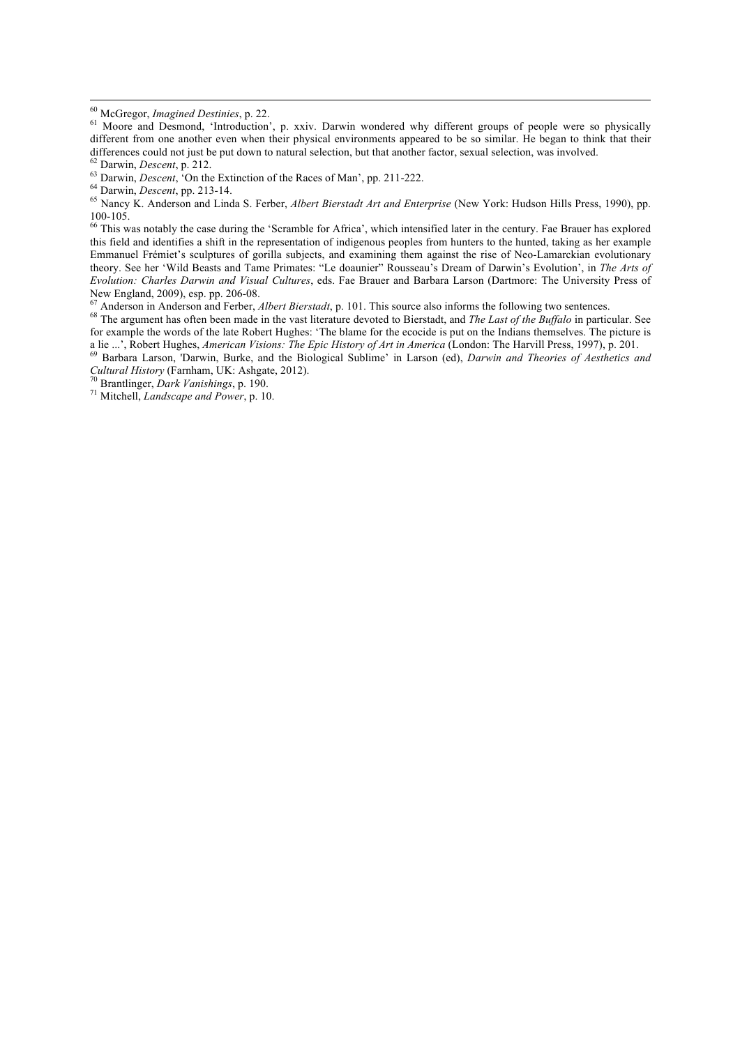[60] McGregor, *Imagined Destinies*, p. 22.

[61] Moore and Desmond, 'Introduction', p. xxiv. Darwin wondered why different groups of people were so physically different from one another even when their physical environments appeared to be so similar. He began to think that their differences could not just be put down to natural selection, but that another factor, sexual selection, was involved.

[62] Darwin, *Descent*, p. 212.

[63] Darwin, *Descent*, 'On the Extinction of the Races of Man', pp. 211-222.

[64] Darwin, *Descent*, pp. 213-14.

[65] Nancy K. Anderson and Linda S. Ferber, *Albert Bierstadt Art and Enterprise* (New York: Hudson Hills Press, 1990), pp. 100-105.

[66] This was notably the case during the 'Scramble for Africa', which intensified later in the century. Fae Brauer has explored this field and identifies a shift in the representation of indigenous peoples from hunters to the hunted, taking as her example Emmanuel Frémiet's sculptures of gorilla subjects, and examining them against the rise of Neo-Lamarckian evolutionary theory. See her 'Wild Beasts and Tame Primates: "Le doaunier" Rousseau's Dream of Darwin's Evolution', in *The Arts of Evolution: Charles Darwin and Visual Cultures*, eds. Fae Brauer and Barbara Larson (Dartmore: The University Press of New England, 2009), esp. pp. 206-08.

[67] Anderson in Anderson and Ferber, *Albert Bierstadt*, p. 101. This source also informs the following two sentences.

[68] The argument has often been made in the vast literature devoted to Bierstadt, and *The Last of the Buffalo* in particular. See for example the words of the late Robert Hughes: 'The blame for the ecocide is put on the Indians themselves. The picture is a lie ...', Robert Hughes, *American Visions: The Epic History of Art in America* (London: The Harvill Press, 1997), p. 201.

[69] Barbara Larson, 'Darwin, Burke, and the Biological Sublime' in Larson (ed), *Darwin and Theories of Aesthetics and Cultural History* (Farnham, UK: Ashgate, 2012).

[70] Brantlinger, *Dark Vanishings*, p. 190.

[71] Mitchell, *Landscape and Power*, p. 10.